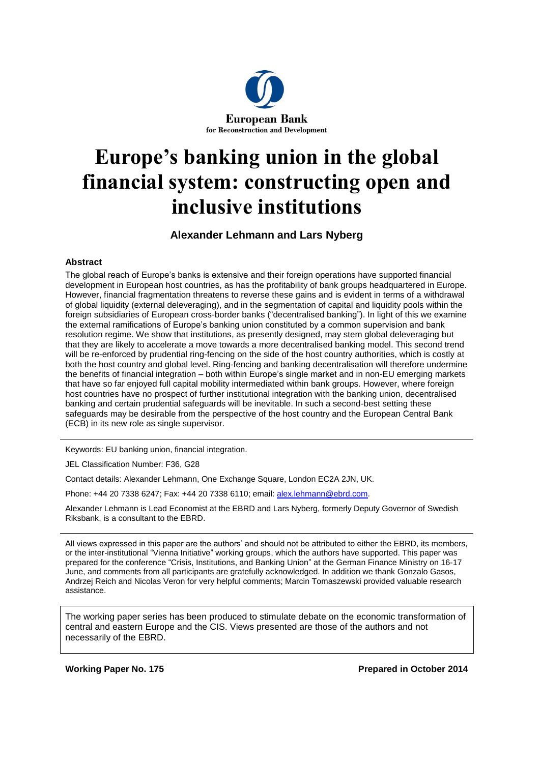European Bank
for Reconstruction and Development

# Europe's banking union in the global financial system: constructing open and inclusive institutions

**Alexander Lehmann and Lars Nyberg**

### Abstract

The global reach of Europe's banks is extensive and their foreign operations have supported financial development in European host countries, as has the profitability of bank groups headquartered in Europe. However, financial fragmentation threatens to reverse these gains and is evident in terms of a withdrawal of global liquidity (external deleveraging), and in the segmentation of capital and liquidity pools within the foreign subsidiaries of European cross-border banks ("decentralised banking"). In light of this we examine the external ramifications of Europe's banking union constituted by a common supervision and bank resolution regime. We show that institutions, as presently designed, may stem global deleveraging but that they are likely to accelerate a move towards a more decentralised banking model. This second trend will be re-enforced by prudential ring-fencing on the side of the host country authorities, which is costly at both the host country and global level. Ring-fencing and banking decentralisation will therefore undermine the benefits of financial integration – both within Europe's single market and in non-EU emerging markets that have so far enjoyed full capital mobility intermediated within bank groups. However, where foreign host countries have no prospect of further institutional integration with the banking union, decentralised banking and certain prudential safeguards will be inevitable. In such a second-best setting these safeguards may be desirable from the perspective of the host country and the European Central Bank (ECB) in its new role as single supervisor.

---

Keywords: EU banking union, financial integration.

JEL Classification Number: F36, G28

Contact details: Alexander Lehmann, One Exchange Square, London EC2A 2JN, UK.

Phone: +44 20 7338 6247; Fax: +44 20 7338 6110; email: alex.lehmann@ebrd.com.

Alexander Lehmann is Lead Economist at the EBRD and Lars Nyberg, formerly Deputy Governor of Swedish Riksbank, is a consultant to the EBRD.

---

All views expressed in this paper are the authors' and should not be attributed to either the EBRD, its members, or the inter-institutional "Vienna Initiative" working groups, which the authors have supported. This paper was prepared for the conference "Crisis, Institutions, and Banking Union" at the German Finance Ministry on 16-17 June, and comments from all participants are gratefully acknowledged. In addition we thank Gonzalo Gasos, Andrzej Reich and Nicolas Veron for very helpful comments; Marcin Tomaszewski provided valuable research assistance.

---

The working paper series has been produced to stimulate debate on the economic transformation of central and eastern Europe and the CIS. Views presented are those of the authors and not necessarily of the EBRD.

---

**Working Paper No. 175** **Prepared in October 2014**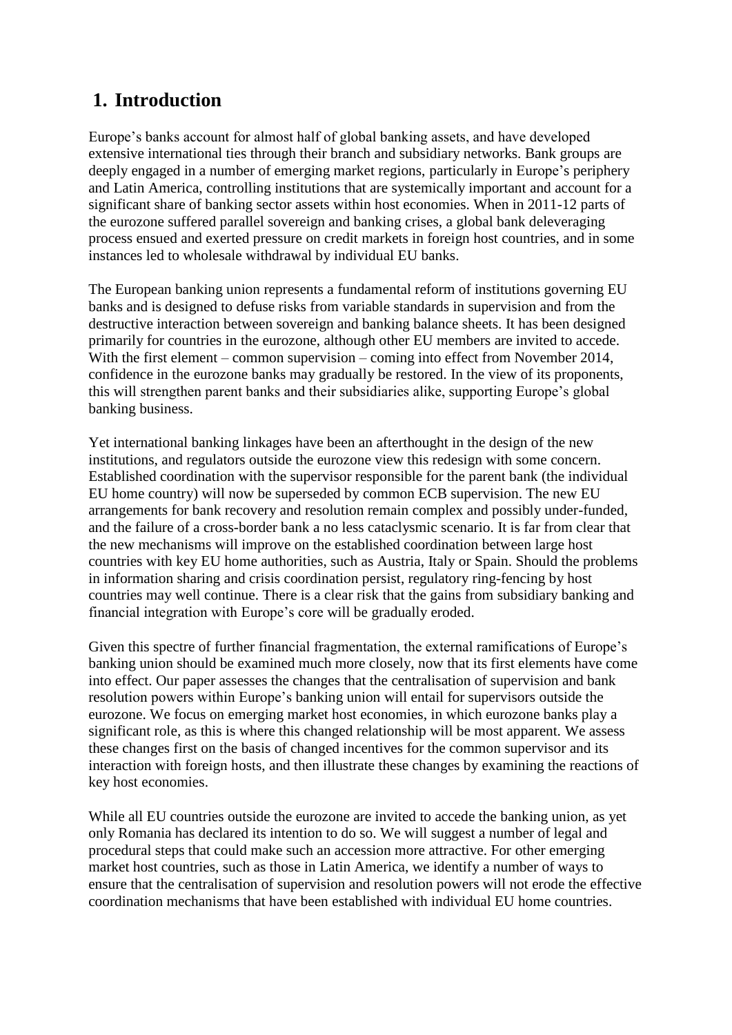# 1. Introduction

Europe's banks account for almost half of global banking assets, and have developed extensive international ties through their branch and subsidiary networks. Bank groups are deeply engaged in a number of emerging market regions, particularly in Europe's periphery and Latin America, controlling institutions that are systemically important and account for a significant share of banking sector assets within host economies. When in 2011-12 parts of the eurozone suffered parallel sovereign and banking crises, a global bank deleveraging process ensued and exerted pressure on credit markets in foreign host countries, and in some instances led to wholesale withdrawal by individual EU banks.

The European banking union represents a fundamental reform of institutions governing EU banks and is designed to defuse risks from variable standards in supervision and from the destructive interaction between sovereign and banking balance sheets. It has been designed primarily for countries in the eurozone, although other EU members are invited to accede. With the first element – common supervision – coming into effect from November 2014, confidence in the eurozone banks may gradually be restored. In the view of its proponents, this will strengthen parent banks and their subsidiaries alike, supporting Europe's global banking business.

Yet international banking linkages have been an afterthought in the design of the new institutions, and regulators outside the eurozone view this redesign with some concern. Established coordination with the supervisor responsible for the parent bank (the individual EU home country) will now be superseded by common ECB supervision. The new EU arrangements for bank recovery and resolution remain complex and possibly under-funded, and the failure of a cross-border bank a no less cataclysmic scenario. It is far from clear that the new mechanisms will improve on the established coordination between large host countries with key EU home authorities, such as Austria, Italy or Spain. Should the problems in information sharing and crisis coordination persist, regulatory ring-fencing by host countries may well continue. There is a clear risk that the gains from subsidiary banking and financial integration with Europe's core will be gradually eroded.

Given this spectre of further financial fragmentation, the external ramifications of Europe's banking union should be examined much more closely, now that its first elements have come into effect. Our paper assesses the changes that the centralisation of supervision and bank resolution powers within Europe's banking union will entail for supervisors outside the eurozone. We focus on emerging market host economies, in which eurozone banks play a significant role, as this is where this changed relationship will be most apparent. We assess these changes first on the basis of changed incentives for the common supervisor and its interaction with foreign hosts, and then illustrate these changes by examining the reactions of key host economies.

While all EU countries outside the eurozone are invited to accede the banking union, as yet only Romania has declared its intention to do so. We will suggest a number of legal and procedural steps that could make such an accession more attractive. For other emerging market host countries, such as those in Latin America, we identify a number of ways to ensure that the centralisation of supervision and resolution powers will not erode the effective coordination mechanisms that have been established with individual EU home countries.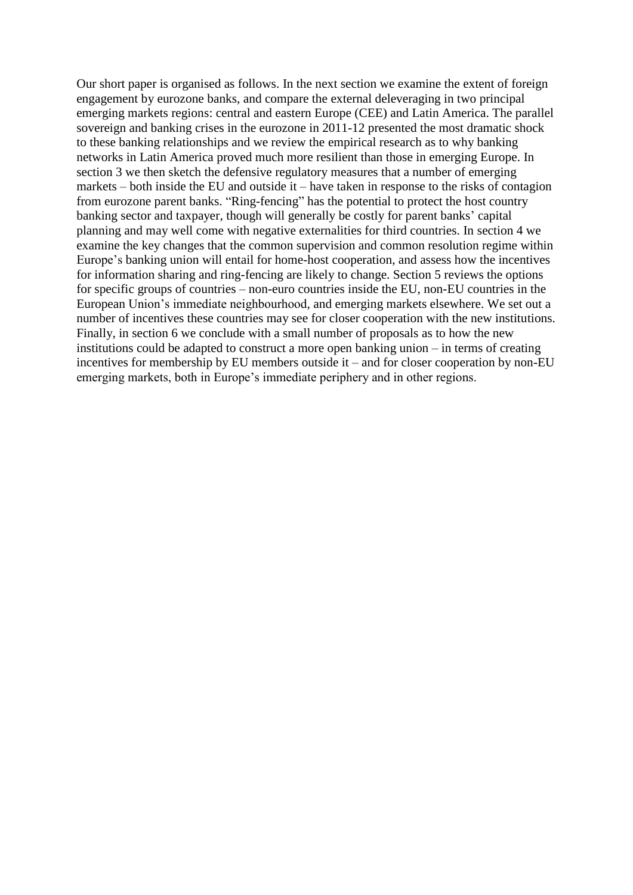Our short paper is organised as follows. In the next section we examine the extent of foreign engagement by eurozone banks, and compare the external deleveraging in two principal emerging markets regions: central and eastern Europe (CEE) and Latin America. The parallel sovereign and banking crises in the eurozone in 2011-12 presented the most dramatic shock to these banking relationships and we review the empirical research as to why banking networks in Latin America proved much more resilient than those in emerging Europe. In section 3 we then sketch the defensive regulatory measures that a number of emerging markets – both inside the EU and outside it – have taken in response to the risks of contagion from eurozone parent banks. "Ring-fencing" has the potential to protect the host country banking sector and taxpayer, though will generally be costly for parent banks' capital planning and may well come with negative externalities for third countries. In section 4 we examine the key changes that the common supervision and common resolution regime within Europe's banking union will entail for home-host cooperation, and assess how the incentives for information sharing and ring-fencing are likely to change. Section 5 reviews the options for specific groups of countries – non-euro countries inside the EU, non-EU countries in the European Union's immediate neighbourhood, and emerging markets elsewhere. We set out a number of incentives these countries may see for closer cooperation with the new institutions. Finally, in section 6 we conclude with a small number of proposals as to how the new institutions could be adapted to construct a more open banking union – in terms of creating incentives for membership by EU members outside it – and for closer cooperation by non-EU emerging markets, both in Europe's immediate periphery and in other regions.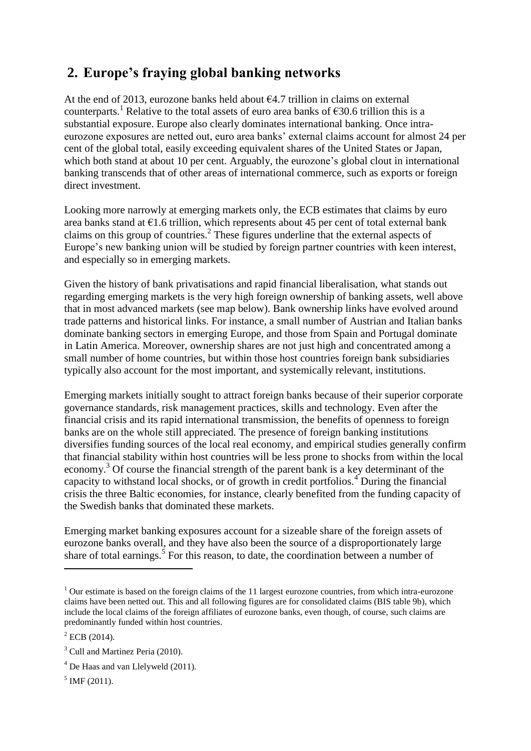## 2. Europe's fraying global banking networks

At the end of 2013, eurozone banks held about €4.7 trillion in claims on external counterparts.[1] Relative to the total assets of euro area banks of €30.6 trillion this is a substantial exposure. Europe also clearly dominates international banking. Once intra-eurozone exposures are netted out, euro area banks' external claims account for almost 24 per cent of the global total, easily exceeding equivalent shares of the United States or Japan, which both stand at about 10 per cent. Arguably, the eurozone's global clout in international banking transcends that of other areas of international commerce, such as exports or foreign direct investment.

Looking more narrowly at emerging markets only, the ECB estimates that claims by euro area banks stand at €1.6 trillion, which represents about 45 per cent of total external bank claims on this group of countries.[2] These figures underline that the external aspects of Europe's new banking union will be studied by foreign partner countries with keen interest, and especially so in emerging markets.

Given the history of bank privatisations and rapid financial liberalisation, what stands out regarding emerging markets is the very high foreign ownership of banking assets, well above that in most advanced markets (see map below). Bank ownership links have evolved around trade patterns and historical links. For instance, a small number of Austrian and Italian banks dominate banking sectors in emerging Europe, and those from Spain and Portugal dominate in Latin America. Moreover, ownership shares are not just high and concentrated among a small number of home countries, but within those host countries foreign bank subsidiaries typically also account for the most important, and systemically relevant, institutions.

Emerging markets initially sought to attract foreign banks because of their superior corporate governance standards, risk management practices, skills and technology. Even after the financial crisis and its rapid international transmission, the benefits of openness to foreign banks are on the whole still appreciated. The presence of foreign banking institutions diversifies funding sources of the local real economy, and empirical studies generally confirm that financial stability within host countries will be less prone to shocks from within the local economy.[3] Of course the financial strength of the parent bank is a key determinant of the capacity to withstand local shocks, or of growth in credit portfolios.[4] During the financial crisis the three Baltic economies, for instance, clearly benefited from the funding capacity of the Swedish banks that dominated these markets.

Emerging market banking exposures account for a sizeable share of the foreign assets of eurozone banks overall, and they have also been the source of a disproportionately large share of total earnings.[5] For this reason, to date, the coordination between a number of

---

[1] Our estimate is based on the foreign claims of the 11 largest eurozone countries, from which intra-eurozone claims have been netted out. This and all following figures are for consolidated claims (BIS table 9b), which include the local claims of the foreign affiliates of eurozone banks, even though, of course, such claims are predominantly funded within host countries.

[2] ECB (2014).

[3] Cull and Martinez Peria (2010).

[4] De Haas and van Llelyweld (2011).

[5] IMF (2011).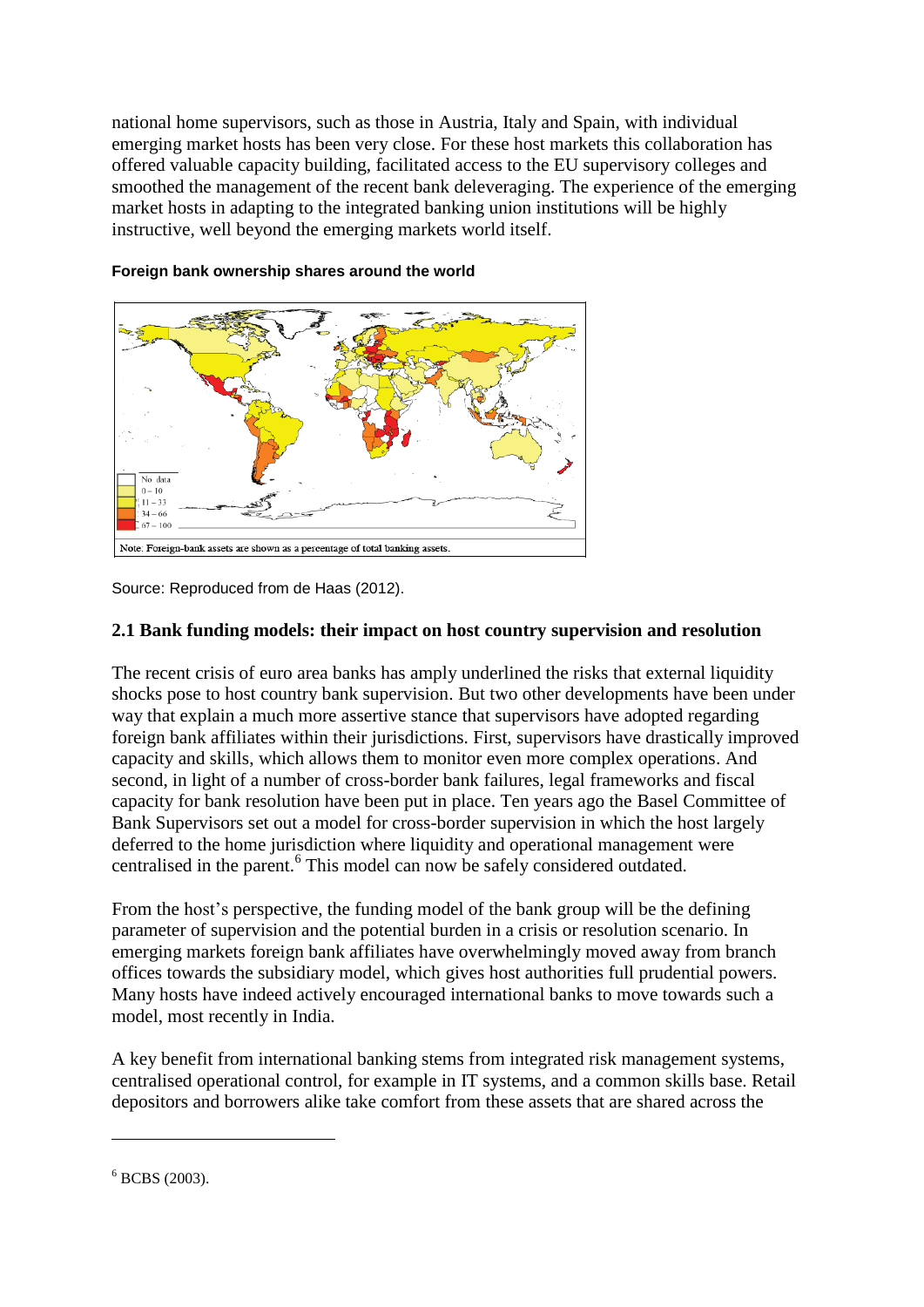national home supervisors, such as those in Austria, Italy and Spain, with individual emerging market hosts has been very close. For these host markets this collaboration has offered valuable capacity building, facilitated access to the EU supervisory colleges and smoothed the management of the recent bank deleveraging. The experience of the emerging market hosts in adapting to the integrated banking union institutions will be highly instructive, well beyond the emerging markets world itself.

**Foreign bank ownership shares around the world**

Source: Reproduced from de Haas (2012).

### 2.1 Bank funding models: their impact on host country supervision and resolution

The recent crisis of euro area banks has amply underlined the risks that external liquidity shocks pose to host country bank supervision. But two other developments have been under way that explain a much more assertive stance that supervisors have adopted regarding foreign bank affiliates within their jurisdictions. First, supervisors have drastically improved capacity and skills, which allows them to monitor even more complex operations. And second, in light of a number of cross-border bank failures, legal frameworks and fiscal capacity for bank resolution have been put in place. Ten years ago the Basel Committee of Bank Supervisors set out a model for cross-border supervision in which the host largely deferred to the home jurisdiction where liquidity and operational management were centralised in the parent.[6] This model can now be safely considered outdated.

From the host's perspective, the funding model of the bank group will be the defining parameter of supervision and the potential burden in a crisis or resolution scenario. In emerging markets foreign bank affiliates have overwhelmingly moved away from branch offices towards the subsidiary model, which gives host authorities full prudential powers. Many hosts have indeed actively encouraged international banks to move towards such a model, most recently in India.

A key benefit from international banking stems from integrated risk management systems, centralised operational control, for example in IT systems, and a common skills base. Retail depositors and borrowers alike take comfort from these assets that are shared across the

[6] BCBS (2003).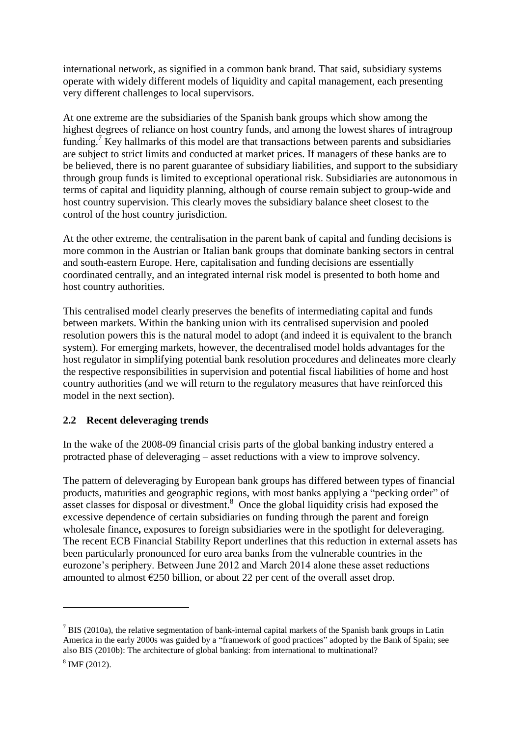international network, as signified in a common bank brand. That said, subsidiary systems operate with widely different models of liquidity and capital management, each presenting very different challenges to local supervisors.

At one extreme are the subsidiaries of the Spanish bank groups which show among the highest degrees of reliance on host country funds, and among the lowest shares of intragroup funding.[7] Key hallmarks of this model are that transactions between parents and subsidiaries are subject to strict limits and conducted at market prices. If managers of these banks are to be believed, there is no parent guarantee of subsidiary liabilities, and support to the subsidiary through group funds is limited to exceptional operational risk. Subsidiaries are autonomous in terms of capital and liquidity planning, although of course remain subject to group-wide and host country supervision. This clearly moves the subsidiary balance sheet closest to the control of the host country jurisdiction.

At the other extreme, the centralisation in the parent bank of capital and funding decisions is more common in the Austrian or Italian bank groups that dominate banking sectors in central and south-eastern Europe. Here, capitalisation and funding decisions are essentially coordinated centrally, and an integrated internal risk model is presented to both home and host country authorities.

This centralised model clearly preserves the benefits of intermediating capital and funds between markets. Within the banking union with its centralised supervision and pooled resolution powers this is the natural model to adopt (and indeed it is equivalent to the branch system). For emerging markets, however, the decentralised model holds advantages for the host regulator in simplifying potential bank resolution procedures and delineates more clearly the respective responsibilities in supervision and potential fiscal liabilities of home and host country authorities (and we will return to the regulatory measures that have reinforced this model in the next section).

## 2.2 Recent deleveraging trends

In the wake of the 2008-09 financial crisis parts of the global banking industry entered a protracted phase of deleveraging – asset reductions with a view to improve solvency.

The pattern of deleveraging by European bank groups has differed between types of financial products, maturities and geographic regions, with most banks applying a "pecking order" of asset classes for disposal or divestment.[8] Once the global liquidity crisis had exposed the excessive dependence of certain subsidiaries on funding through the parent and foreign wholesale finance**,** exposures to foreign subsidiaries were in the spotlight for deleveraging. The recent ECB Financial Stability Report underlines that this reduction in external assets has been particularly pronounced for euro area banks from the vulnerable countries in the eurozone's periphery. Between June 2012 and March 2014 alone these asset reductions amounted to almost €250 billion, or about 22 per cent of the overall asset drop.

---

[7] BIS (2010a), the relative segmentation of bank-internal capital markets of the Spanish bank groups in Latin America in the early 2000s was guided by a "framework of good practices" adopted by the Bank of Spain; see also BIS (2010b): The architecture of global banking: from international to multinational?

[8] IMF (2012).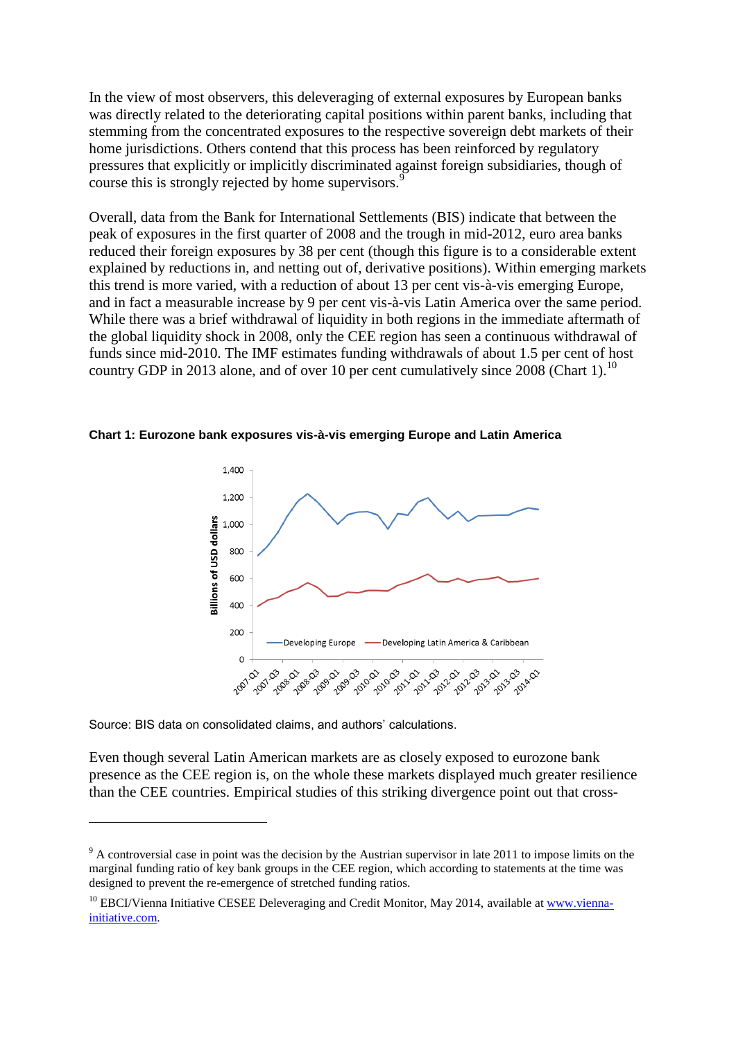In the view of most observers, this deleveraging of external exposures by European banks was directly related to the deteriorating capital positions within parent banks, including that stemming from the concentrated exposures to the respective sovereign debt markets of their home jurisdictions. Others contend that this process has been reinforced by regulatory pressures that explicitly or implicitly discriminated against foreign subsidiaries, though of course this is strongly rejected by home supervisors.[9]

Overall, data from the Bank for International Settlements (BIS) indicate that between the peak of exposures in the first quarter of 2008 and the trough in mid-2012, euro area banks reduced their foreign exposures by 38 per cent (though this figure is to a considerable extent explained by reductions in, and netting out of, derivative positions). Within emerging markets this trend is more varied, with a reduction of about 13 per cent vis-à-vis emerging Europe, and in fact a measurable increase by 9 per cent vis-à-vis Latin America over the same period. While there was a brief withdrawal of liquidity in both regions in the immediate aftermath of the global liquidity shock in 2008, only the CEE region has seen a continuous withdrawal of funds since mid-2010. The IMF estimates funding withdrawals of about 1.5 per cent of host country GDP in 2013 alone, and of over 10 per cent cumulatively since 2008 (Chart 1).[10]

**Chart 1: Eurozone bank exposures vis-à-vis emerging Europe and Latin America**

Source: BIS data on consolidated claims, and authors' calculations.

Even though several Latin American markets are as closely exposed to eurozone bank presence as the CEE region is, on the whole these markets displayed much greater resilience than the CEE countries. Empirical studies of this striking divergence point out that cross-

---

[9] A controversial case in point was the decision by the Austrian supervisor in late 2011 to impose limits on the marginal funding ratio of key bank groups in the CEE region, which according to statements at the time was designed to prevent the re-emergence of stretched funding ratios.

[10] EBCI/Vienna Initiative CESEE Deleveraging and Credit Monitor, May 2014, available at www.vienna-initiative.com.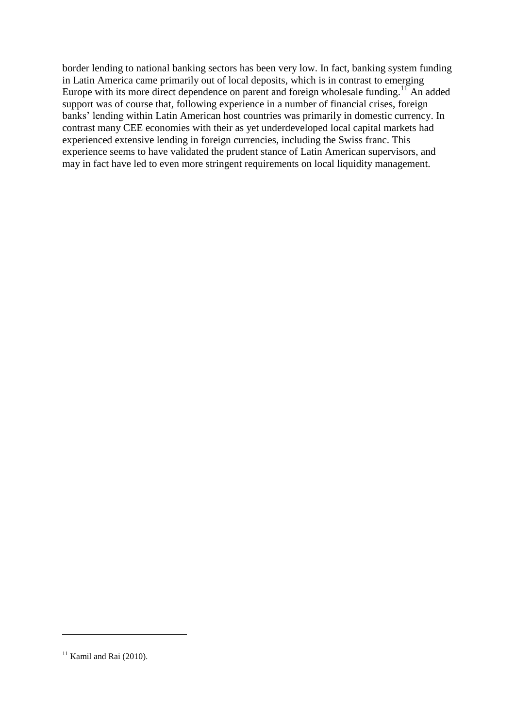border lending to national banking sectors has been very low. In fact, banking system funding in Latin America came primarily out of local deposits, which is in contrast to emerging Europe with its more direct dependence on parent and foreign wholesale funding.[11] An added support was of course that, following experience in a number of financial crises, foreign banks' lending within Latin American host countries was primarily in domestic currency. In contrast many CEE economies with their as yet underdeveloped local capital markets had experienced extensive lending in foreign currencies, including the Swiss franc. This experience seems to have validated the prudent stance of Latin American supervisors, and may in fact have led to even more stringent requirements on local liquidity management.

---

[11] Kamil and Rai (2010).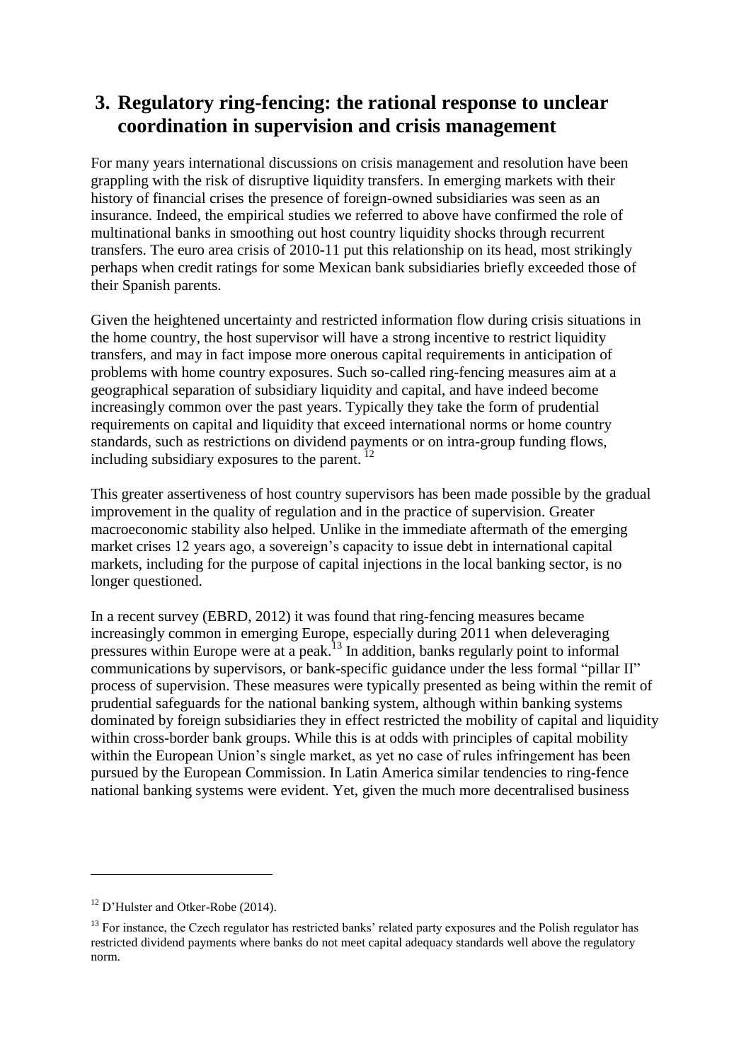## 3. Regulatory ring-fencing: the rational response to unclear coordination in supervision and crisis management

For many years international discussions on crisis management and resolution have been grappling with the risk of disruptive liquidity transfers. In emerging markets with their history of financial crises the presence of foreign-owned subsidiaries was seen as an insurance. Indeed, the empirical studies we referred to above have confirmed the role of multinational banks in smoothing out host country liquidity shocks through recurrent transfers. The euro area crisis of 2010-11 put this relationship on its head, most strikingly perhaps when credit ratings for some Mexican bank subsidiaries briefly exceeded those of their Spanish parents.

Given the heightened uncertainty and restricted information flow during crisis situations in the home country, the host supervisor will have a strong incentive to restrict liquidity transfers, and may in fact impose more onerous capital requirements in anticipation of problems with home country exposures. Such so-called ring-fencing measures aim at a geographical separation of subsidiary liquidity and capital, and have indeed become increasingly common over the past years. Typically they take the form of prudential requirements on capital and liquidity that exceed international norms or home country standards, such as restrictions on dividend payments or on intra-group funding flows, including subsidiary exposures to the parent. [12]

This greater assertiveness of host country supervisors has been made possible by the gradual improvement in the quality of regulation and in the practice of supervision. Greater macroeconomic stability also helped. Unlike in the immediate aftermath of the emerging market crises 12 years ago, a sovereign's capacity to issue debt in international capital markets, including for the purpose of capital injections in the local banking sector, is no longer questioned.

In a recent survey (EBRD, 2012) it was found that ring-fencing measures became increasingly common in emerging Europe, especially during 2011 when deleveraging pressures within Europe were at a peak.[13] In addition, banks regularly point to informal communications by supervisors, or bank-specific guidance under the less formal "pillar II" process of supervision. These measures were typically presented as being within the remit of prudential safeguards for the national banking system, although within banking systems dominated by foreign subsidiaries they in effect restricted the mobility of capital and liquidity within cross-border bank groups. While this is at odds with principles of capital mobility within the European Union's single market, as yet no case of rules infringement has been pursued by the European Commission. In Latin America similar tendencies to ring-fence national banking systems were evident. Yet, given the much more decentralised business

---

[12] D'Hulster and Otker-Robe (2014).

[13] For instance, the Czech regulator has restricted banks' related party exposures and the Polish regulator has restricted dividend payments where banks do not meet capital adequacy standards well above the regulatory norm.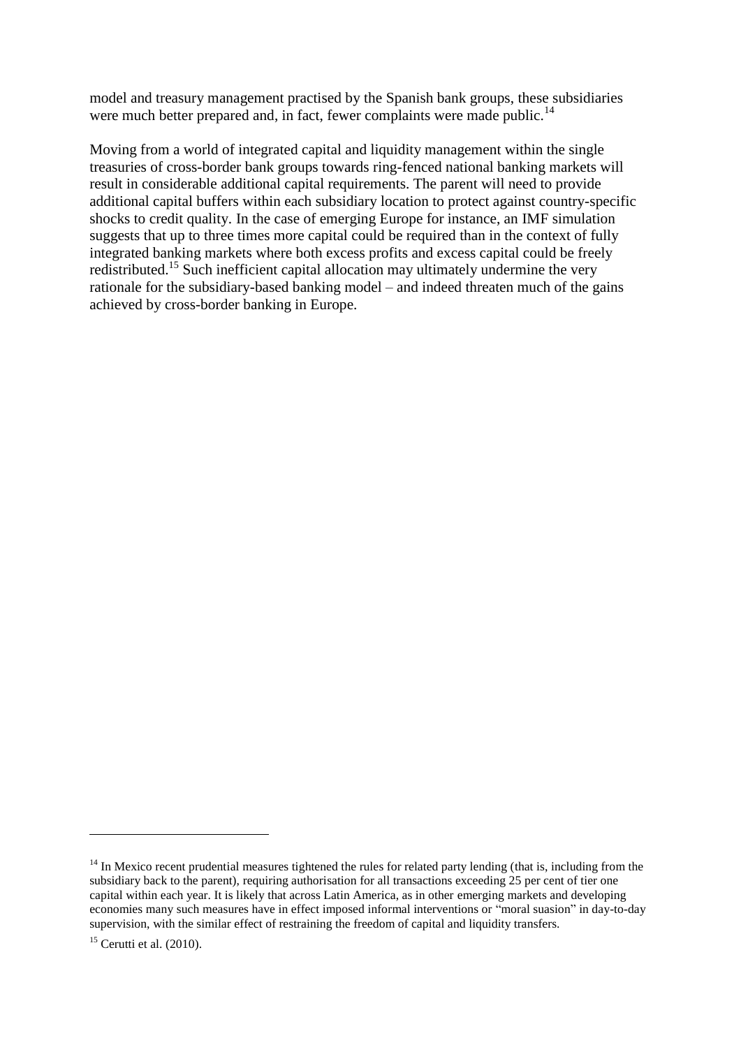model and treasury management practised by the Spanish bank groups, these subsidiaries were much better prepared and, in fact, fewer complaints were made public.[14]

Moving from a world of integrated capital and liquidity management within the single treasuries of cross-border bank groups towards ring-fenced national banking markets will result in considerable additional capital requirements. The parent will need to provide additional capital buffers within each subsidiary location to protect against country-specific shocks to credit quality. In the case of emerging Europe for instance, an IMF simulation suggests that up to three times more capital could be required than in the context of fully integrated banking markets where both excess profits and excess capital could be freely redistributed.[15] Such inefficient capital allocation may ultimately undermine the very rationale for the subsidiary-based banking model – and indeed threaten much of the gains achieved by cross-border banking in Europe.

---

[14] In Mexico recent prudential measures tightened the rules for related party lending (that is, including from the subsidiary back to the parent), requiring authorisation for all transactions exceeding 25 per cent of tier one capital within each year. It is likely that across Latin America, as in other emerging markets and developing economies many such measures have in effect imposed informal interventions or "moral suasion" in day-to-day supervision, with the similar effect of restraining the freedom of capital and liquidity transfers.

[15] Cerutti et al. (2010).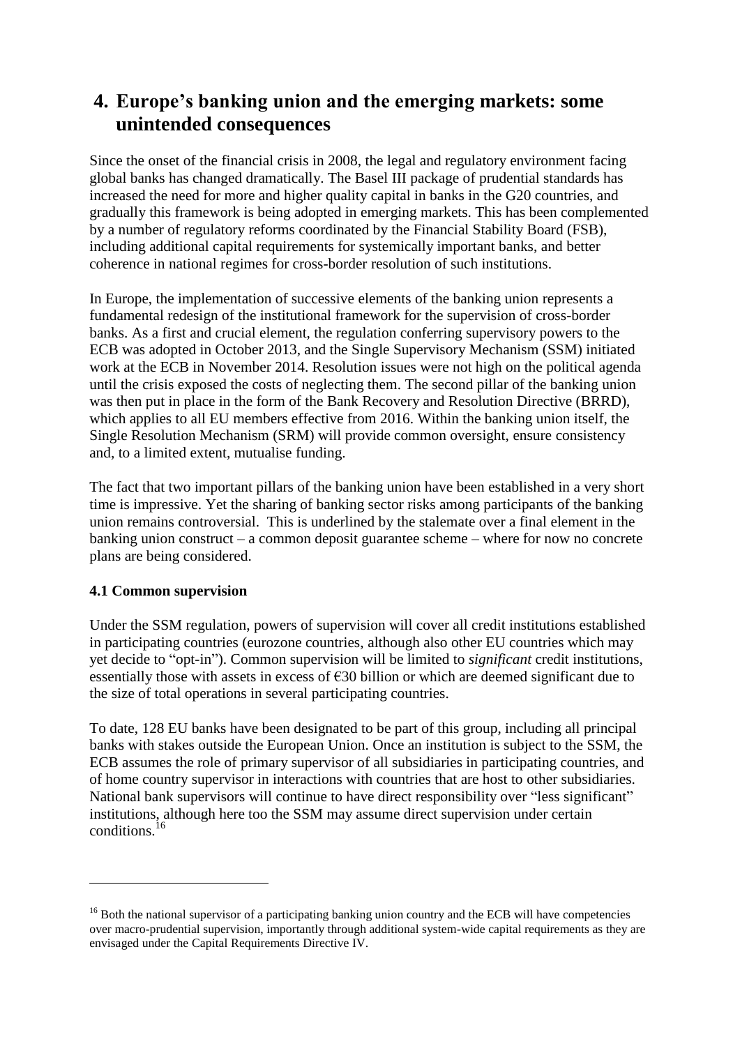# 4. Europe's banking union and the emerging markets: some unintended consequences

Since the onset of the financial crisis in 2008, the legal and regulatory environment facing global banks has changed dramatically. The Basel III package of prudential standards has increased the need for more and higher quality capital in banks in the G20 countries, and gradually this framework is being adopted in emerging markets. This has been complemented by a number of regulatory reforms coordinated by the Financial Stability Board (FSB), including additional capital requirements for systemically important banks, and better coherence in national regimes for cross-border resolution of such institutions.

In Europe, the implementation of successive elements of the banking union represents a fundamental redesign of the institutional framework for the supervision of cross-border banks. As a first and crucial element, the regulation conferring supervisory powers to the ECB was adopted in October 2013, and the Single Supervisory Mechanism (SSM) initiated work at the ECB in November 2014. Resolution issues were not high on the political agenda until the crisis exposed the costs of neglecting them. The second pillar of the banking union was then put in place in the form of the Bank Recovery and Resolution Directive (BRRD), which applies to all EU members effective from 2016. Within the banking union itself, the Single Resolution Mechanism (SRM) will provide common oversight, ensure consistency and, to a limited extent, mutualise funding.

The fact that two important pillars of the banking union have been established in a very short time is impressive. Yet the sharing of banking sector risks among participants of the banking union remains controversial. This is underlined by the stalemate over a final element in the banking union construct – a common deposit guarantee scheme – where for now no concrete plans are being considered.

### 4.1 Common supervision

Under the SSM regulation, powers of supervision will cover all credit institutions established in participating countries (eurozone countries, although also other EU countries which may yet decide to "opt-in"). Common supervision will be limited to *significant* credit institutions, essentially those with assets in excess of €30 billion or which are deemed significant due to the size of total operations in several participating countries.

To date, 128 EU banks have been designated to be part of this group, including all principal banks with stakes outside the European Union. Once an institution is subject to the SSM, the ECB assumes the role of primary supervisor of all subsidiaries in participating countries, and of home country supervisor in interactions with countries that are host to other subsidiaries. National bank supervisors will continue to have direct responsibility over "less significant" institutions, although here too the SSM may assume direct supervision under certain conditions.[16]

[16] Both the national supervisor of a participating banking union country and the ECB will have competencies over macro-prudential supervision, importantly through additional system-wide capital requirements as they are envisaged under the Capital Requirements Directive IV.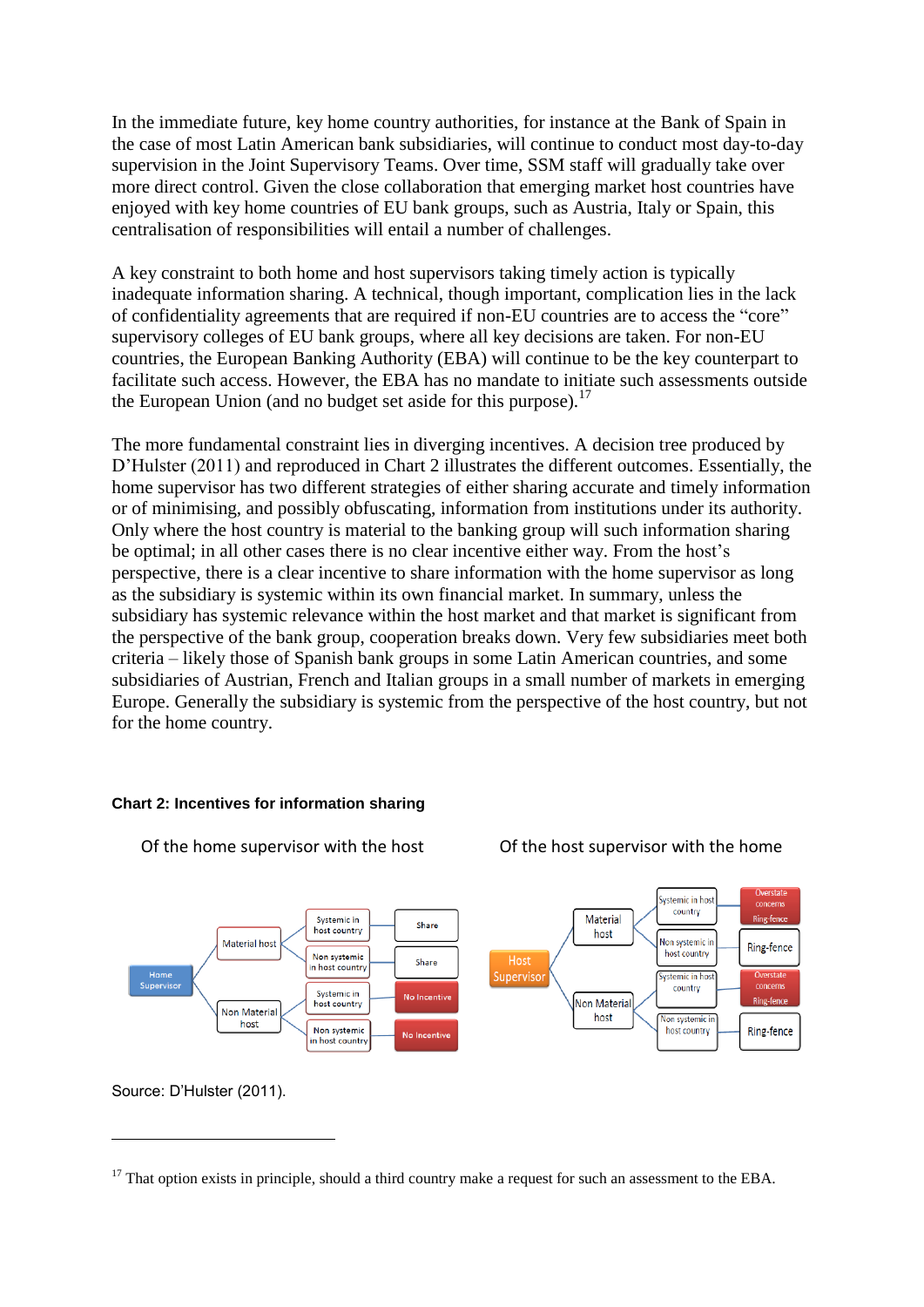In the immediate future, key home country authorities, for instance at the Bank of Spain in the case of most Latin American bank subsidiaries, will continue to conduct most day-to-day supervision in the Joint Supervisory Teams. Over time, SSM staff will gradually take over more direct control. Given the close collaboration that emerging market host countries have enjoyed with key home countries of EU bank groups, such as Austria, Italy or Spain, this centralisation of responsibilities will entail a number of challenges.

A key constraint to both home and host supervisors taking timely action is typically inadequate information sharing. A technical, though important, complication lies in the lack of confidentiality agreements that are required if non-EU countries are to access the "core" supervisory colleges of EU bank groups, where all key decisions are taken. For non-EU countries, the European Banking Authority (EBA) will continue to be the key counterpart to facilitate such access. However, the EBA has no mandate to initiate such assessments outside the European Union (and no budget set aside for this purpose).[17]

The more fundamental constraint lies in diverging incentives. A decision tree produced by D'Hulster (2011) and reproduced in Chart 2 illustrates the different outcomes. Essentially, the home supervisor has two different strategies of either sharing accurate and timely information or of minimising, and possibly obfuscating, information from institutions under its authority. Only where the host country is material to the banking group will such information sharing be optimal; in all other cases there is no clear incentive either way. From the host's perspective, there is a clear incentive to share information with the home supervisor as long as the subsidiary is systemic within its own financial market. In summary, unless the subsidiary has systemic relevance within the host market and that market is significant from the perspective of the bank group, cooperation breaks down. Very few subsidiaries meet both criteria – likely those of Spanish bank groups in some Latin American countries, and some subsidiaries of Austrian, French and Italian groups in a small number of markets in emerging Europe. Generally the subsidiary is systemic from the perspective of the host country, but not for the home country.

**Chart 2: Incentives for information sharing**

Of the home supervisor with the host

- Home Supervisor
  - Material host
    - Systemic in host country → Share
    - Non systemic in host country → Share
  - Non Material host
    - Systemic in host country → No Incentive
    - Non systemic in host country → No Incentive

Of the host supervisor with the home

- Host Supervisor
  - Material host
    - Systemic in host country → Overstate concerns / Ring-fence
    - Non systemic in host country → Ring-fence
  - Non Material host
    - Systemic in host country → Overstate concerns / Ring-fence
    - Non systemic in host country → Ring-fence

Source: D'Hulster (2011).

---

[17] That option exists in principle, should a third country make a request for such an assessment to the EBA.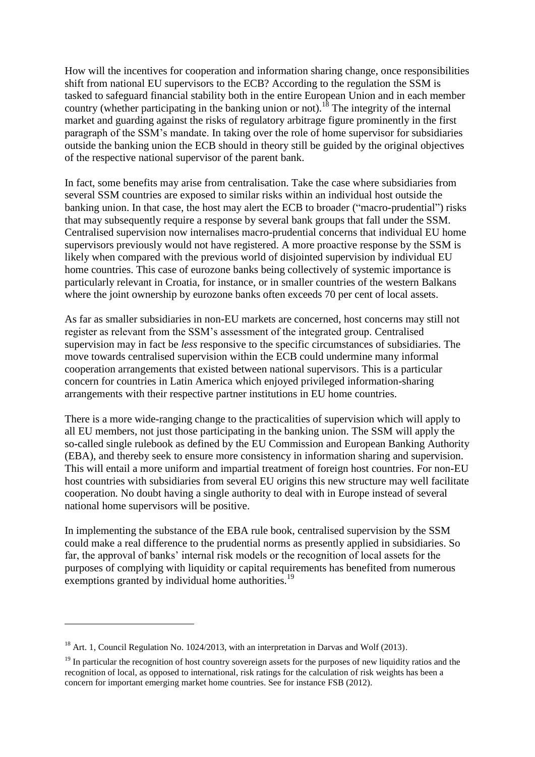How will the incentives for cooperation and information sharing change, once responsibilities shift from national EU supervisors to the ECB? According to the regulation the SSM is tasked to safeguard financial stability both in the entire European Union and in each member country (whether participating in the banking union or not).[18] The integrity of the internal market and guarding against the risks of regulatory arbitrage figure prominently in the first paragraph of the SSM's mandate. In taking over the role of home supervisor for subsidiaries outside the banking union the ECB should in theory still be guided by the original objectives of the respective national supervisor of the parent bank.

In fact, some benefits may arise from centralisation. Take the case where subsidiaries from several SSM countries are exposed to similar risks within an individual host outside the banking union. In that case, the host may alert the ECB to broader ("macro-prudential") risks that may subsequently require a response by several bank groups that fall under the SSM. Centralised supervision now internalises macro-prudential concerns that individual EU home supervisors previously would not have registered. A more proactive response by the SSM is likely when compared with the previous world of disjointed supervision by individual EU home countries. This case of eurozone banks being collectively of systemic importance is particularly relevant in Croatia, for instance, or in smaller countries of the western Balkans where the joint ownership by eurozone banks often exceeds 70 per cent of local assets.

As far as smaller subsidiaries in non-EU markets are concerned, host concerns may still not register as relevant from the SSM's assessment of the integrated group. Centralised supervision may in fact be *less* responsive to the specific circumstances of subsidiaries. The move towards centralised supervision within the ECB could undermine many informal cooperation arrangements that existed between national supervisors. This is a particular concern for countries in Latin America which enjoyed privileged information-sharing arrangements with their respective partner institutions in EU home countries.

There is a more wide-ranging change to the practicalities of supervision which will apply to all EU members, not just those participating in the banking union. The SSM will apply the so-called single rulebook as defined by the EU Commission and European Banking Authority (EBA), and thereby seek to ensure more consistency in information sharing and supervision. This will entail a more uniform and impartial treatment of foreign host countries. For non-EU host countries with subsidiaries from several EU origins this new structure may well facilitate cooperation. No doubt having a single authority to deal with in Europe instead of several national home supervisors will be positive.

In implementing the substance of the EBA rule book, centralised supervision by the SSM could make a real difference to the prudential norms as presently applied in subsidiaries. So far, the approval of banks' internal risk models or the recognition of local assets for the purposes of complying with liquidity or capital requirements has benefited from numerous exemptions granted by individual home authorities.[19]

---

[18] Art. 1, Council Regulation No. 1024/2013, with an interpretation in Darvas and Wolf (2013).

[19] In particular the recognition of host country sovereign assets for the purposes of new liquidity ratios and the recognition of local, as opposed to international, risk ratings for the calculation of risk weights has been a concern for important emerging market home countries. See for instance FSB (2012).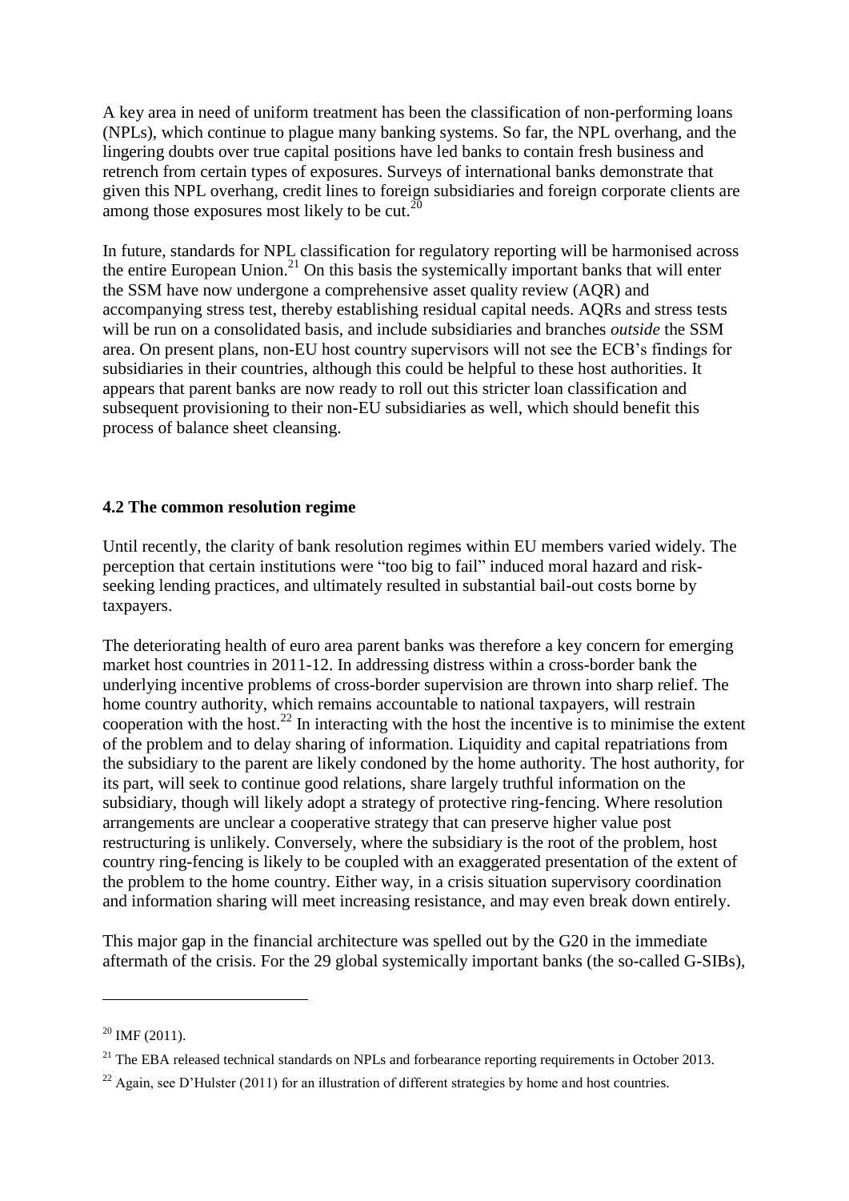A key area in need of uniform treatment has been the classification of non-performing loans (NPLs), which continue to plague many banking systems. So far, the NPL overhang, and the lingering doubts over true capital positions have led banks to contain fresh business and retrench from certain types of exposures. Surveys of international banks demonstrate that given this NPL overhang, credit lines to foreign subsidiaries and foreign corporate clients are among those exposures most likely to be cut.[20]

In future, standards for NPL classification for regulatory reporting will be harmonised across the entire European Union.[21] On this basis the systemically important banks that will enter the SSM have now undergone a comprehensive asset quality review (AQR) and accompanying stress test, thereby establishing residual capital needs. AQRs and stress tests will be run on a consolidated basis, and include subsidiaries and branches *outside* the SSM area. On present plans, non-EU host country supervisors will not see the ECB's findings for subsidiaries in their countries, although this could be helpful to these host authorities. It appears that parent banks are now ready to roll out this stricter loan classification and subsequent provisioning to their non-EU subsidiaries as well, which should benefit this process of balance sheet cleansing.

### 4.2 The common resolution regime

Until recently, the clarity of bank resolution regimes within EU members varied widely. The perception that certain institutions were "too big to fail" induced moral hazard and risk-seeking lending practices, and ultimately resulted in substantial bail-out costs borne by taxpayers.

The deteriorating health of euro area parent banks was therefore a key concern for emerging market host countries in 2011-12. In addressing distress within a cross-border bank the underlying incentive problems of cross-border supervision are thrown into sharp relief. The home country authority, which remains accountable to national taxpayers, will restrain cooperation with the host.[22] In interacting with the host the incentive is to minimise the extent of the problem and to delay sharing of information. Liquidity and capital repatriations from the subsidiary to the parent are likely condoned by the home authority. The host authority, for its part, will seek to continue good relations, share largely truthful information on the subsidiary, though will likely adopt a strategy of protective ring-fencing. Where resolution arrangements are unclear a cooperative strategy that can preserve higher value post restructuring is unlikely. Conversely, where the subsidiary is the root of the problem, host country ring-fencing is likely to be coupled with an exaggerated presentation of the extent of the problem to the home country. Either way, in a crisis situation supervisory coordination and information sharing will meet increasing resistance, and may even break down entirely.

This major gap in the financial architecture was spelled out by the G20 in the immediate aftermath of the crisis. For the 29 global systemically important banks (the so-called G-SIBs),

---

[20] IMF (2011).

[21] The EBA released technical standards on NPLs and forbearance reporting requirements in October 2013.

[22] Again, see D'Hulster (2011) for an illustration of different strategies by home and host countries.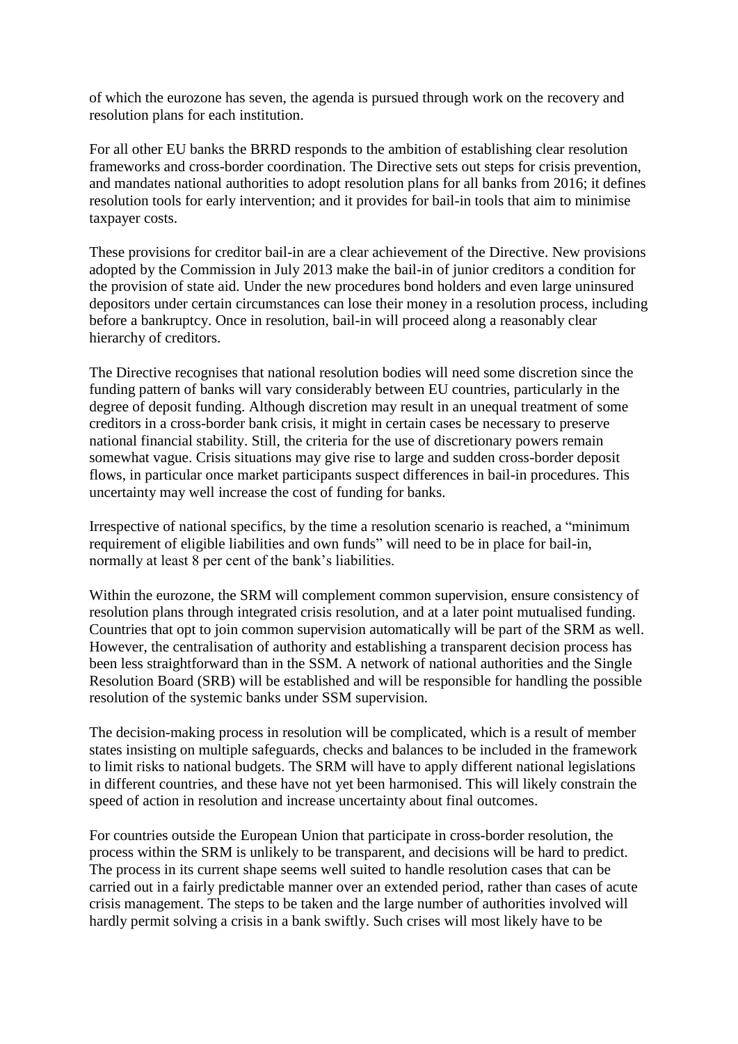of which the eurozone has seven, the agenda is pursued through work on the recovery and resolution plans for each institution.

For all other EU banks the BRRD responds to the ambition of establishing clear resolution frameworks and cross-border coordination. The Directive sets out steps for crisis prevention, and mandates national authorities to adopt resolution plans for all banks from 2016; it defines resolution tools for early intervention; and it provides for bail-in tools that aim to minimise taxpayer costs.

These provisions for creditor bail-in are a clear achievement of the Directive. New provisions adopted by the Commission in July 2013 make the bail-in of junior creditors a condition for the provision of state aid. Under the new procedures bond holders and even large uninsured depositors under certain circumstances can lose their money in a resolution process, including before a bankruptcy. Once in resolution, bail-in will proceed along a reasonably clear hierarchy of creditors.

The Directive recognises that national resolution bodies will need some discretion since the funding pattern of banks will vary considerably between EU countries, particularly in the degree of deposit funding. Although discretion may result in an unequal treatment of some creditors in a cross-border bank crisis, it might in certain cases be necessary to preserve national financial stability. Still, the criteria for the use of discretionary powers remain somewhat vague. Crisis situations may give rise to large and sudden cross-border deposit flows, in particular once market participants suspect differences in bail-in procedures. This uncertainty may well increase the cost of funding for banks.

Irrespective of national specifics, by the time a resolution scenario is reached, a "minimum requirement of eligible liabilities and own funds" will need to be in place for bail-in, normally at least 8 per cent of the bank's liabilities.

Within the eurozone, the SRM will complement common supervision, ensure consistency of resolution plans through integrated crisis resolution, and at a later point mutualised funding. Countries that opt to join common supervision automatically will be part of the SRM as well. However, the centralisation of authority and establishing a transparent decision process has been less straightforward than in the SSM. A network of national authorities and the Single Resolution Board (SRB) will be established and will be responsible for handling the possible resolution of the systemic banks under SSM supervision.

The decision-making process in resolution will be complicated, which is a result of member states insisting on multiple safeguards, checks and balances to be included in the framework to limit risks to national budgets. The SRM will have to apply different national legislations in different countries, and these have not yet been harmonised. This will likely constrain the speed of action in resolution and increase uncertainty about final outcomes.

For countries outside the European Union that participate in cross-border resolution, the process within the SRM is unlikely to be transparent, and decisions will be hard to predict. The process in its current shape seems well suited to handle resolution cases that can be carried out in a fairly predictable manner over an extended period, rather than cases of acute crisis management. The steps to be taken and the large number of authorities involved will hardly permit solving a crisis in a bank swiftly. Such crises will most likely have to be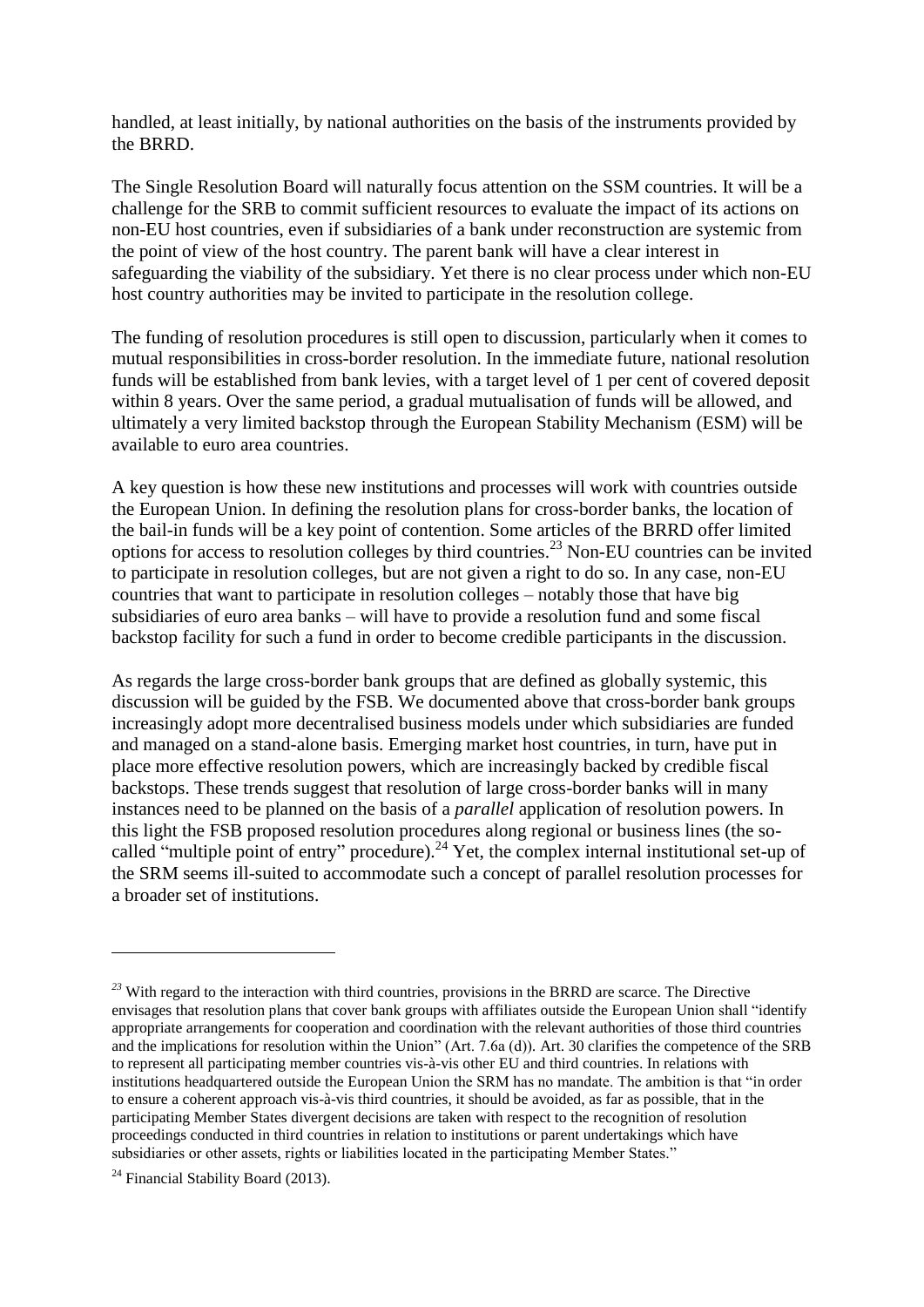handled, at least initially, by national authorities on the basis of the instruments provided by the BRRD.

The Single Resolution Board will naturally focus attention on the SSM countries. It will be a challenge for the SRB to commit sufficient resources to evaluate the impact of its actions on non-EU host countries, even if subsidiaries of a bank under reconstruction are systemic from the point of view of the host country. The parent bank will have a clear interest in safeguarding the viability of the subsidiary. Yet there is no clear process under which non-EU host country authorities may be invited to participate in the resolution college.

The funding of resolution procedures is still open to discussion, particularly when it comes to mutual responsibilities in cross-border resolution. In the immediate future, national resolution funds will be established from bank levies, with a target level of 1 per cent of covered deposit within 8 years. Over the same period, a gradual mutualisation of funds will be allowed, and ultimately a very limited backstop through the European Stability Mechanism (ESM) will be available to euro area countries.

A key question is how these new institutions and processes will work with countries outside the European Union. In defining the resolution plans for cross-border banks, the location of the bail-in funds will be a key point of contention. Some articles of the BRRD offer limited options for access to resolution colleges by third countries.[23] Non-EU countries can be invited to participate in resolution colleges, but are not given a right to do so. In any case, non-EU countries that want to participate in resolution colleges – notably those that have big subsidiaries of euro area banks – will have to provide a resolution fund and some fiscal backstop facility for such a fund in order to become credible participants in the discussion.

As regards the large cross-border bank groups that are defined as globally systemic, this discussion will be guided by the FSB. We documented above that cross-border bank groups increasingly adopt more decentralised business models under which subsidiaries are funded and managed on a stand-alone basis. Emerging market host countries, in turn, have put in place more effective resolution powers, which are increasingly backed by credible fiscal backstops. These trends suggest that resolution of large cross-border banks will in many instances need to be planned on the basis of a *parallel* application of resolution powers. In this light the FSB proposed resolution procedures along regional or business lines (the so-called "multiple point of entry" procedure).[24] Yet, the complex internal institutional set-up of the SRM seems ill-suited to accommodate such a concept of parallel resolution processes for a broader set of institutions.

---

[23] With regard to the interaction with third countries, provisions in the BRRD are scarce. The Directive envisages that resolution plans that cover bank groups with affiliates outside the European Union shall "identify appropriate arrangements for cooperation and coordination with the relevant authorities of those third countries and the implications for resolution within the Union" (Art. 7.6a (d)). Art. 30 clarifies the competence of the SRB to represent all participating member countries vis-à-vis other EU and third countries. In relations with institutions headquartered outside the European Union the SRM has no mandate. The ambition is that "in order to ensure a coherent approach vis-à-vis third countries, it should be avoided, as far as possible, that in the participating Member States divergent decisions are taken with respect to the recognition of resolution proceedings conducted in third countries in relation to institutions or parent undertakings which have subsidiaries or other assets, rights or liabilities located in the participating Member States."

[24] Financial Stability Board (2013).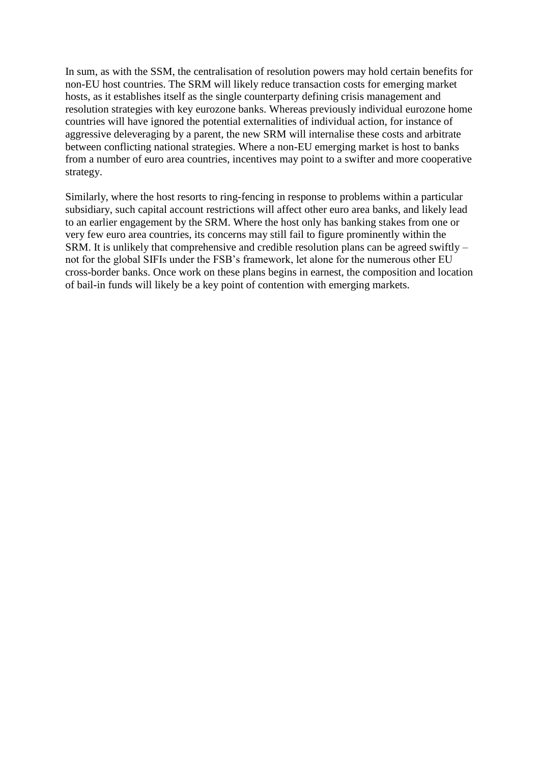In sum, as with the SSM, the centralisation of resolution powers may hold certain benefits for non-EU host countries. The SRM will likely reduce transaction costs for emerging market hosts, as it establishes itself as the single counterparty defining crisis management and resolution strategies with key eurozone banks. Whereas previously individual eurozone home countries will have ignored the potential externalities of individual action, for instance of aggressive deleveraging by a parent, the new SRM will internalise these costs and arbitrate between conflicting national strategies. Where a non-EU emerging market is host to banks from a number of euro area countries, incentives may point to a swifter and more cooperative strategy.

Similarly, where the host resorts to ring-fencing in response to problems within a particular subsidiary, such capital account restrictions will affect other euro area banks, and likely lead to an earlier engagement by the SRM. Where the host only has banking stakes from one or very few euro area countries, its concerns may still fail to figure prominently within the SRM. It is unlikely that comprehensive and credible resolution plans can be agreed swiftly – not for the global SIFIs under the FSB's framework, let alone for the numerous other EU cross-border banks. Once work on these plans begins in earnest, the composition and location of bail-in funds will likely be a key point of contention with emerging markets.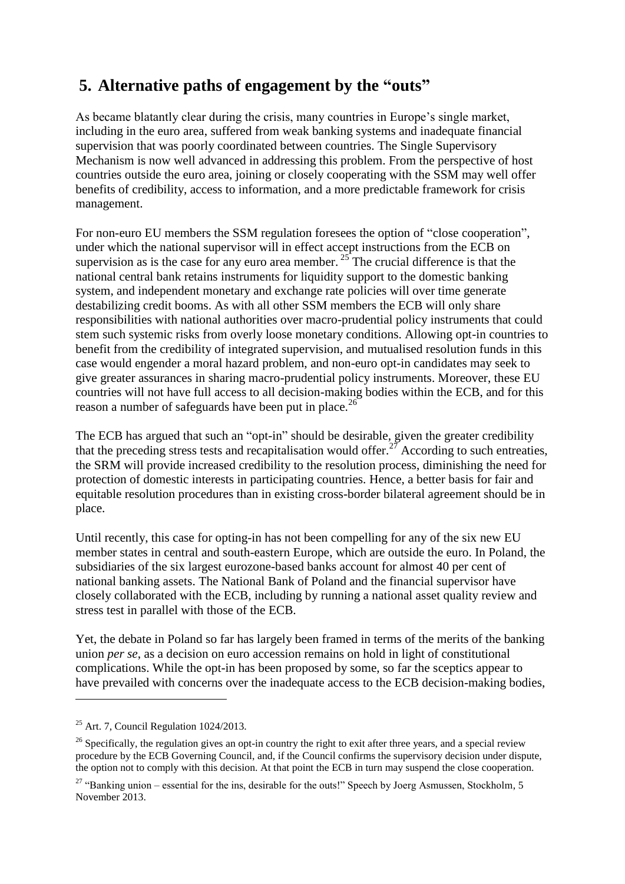## 5. Alternative paths of engagement by the "outs"

As became blatantly clear during the crisis, many countries in Europe's single market, including in the euro area, suffered from weak banking systems and inadequate financial supervision that was poorly coordinated between countries. The Single Supervisory Mechanism is now well advanced in addressing this problem. From the perspective of host countries outside the euro area, joining or closely cooperating with the SSM may well offer benefits of credibility, access to information, and a more predictable framework for crisis management.

For non-euro EU members the SSM regulation foresees the option of "close cooperation", under which the national supervisor will in effect accept instructions from the ECB on supervision as is the case for any euro area member. [25] The crucial difference is that the national central bank retains instruments for liquidity support to the domestic banking system, and independent monetary and exchange rate policies will over time generate destabilizing credit booms. As with all other SSM members the ECB will only share responsibilities with national authorities over macro-prudential policy instruments that could stem such systemic risks from overly loose monetary conditions. Allowing opt-in countries to benefit from the credibility of integrated supervision, and mutualised resolution funds in this case would engender a moral hazard problem, and non-euro opt-in candidates may seek to give greater assurances in sharing macro-prudential policy instruments. Moreover, these EU countries will not have full access to all decision-making bodies within the ECB, and for this reason a number of safeguards have been put in place.[26]

The ECB has argued that such an "opt-in" should be desirable, given the greater credibility that the preceding stress tests and recapitalisation would offer.[27] According to such entreaties, the SRM will provide increased credibility to the resolution process, diminishing the need for protection of domestic interests in participating countries. Hence, a better basis for fair and equitable resolution procedures than in existing cross-border bilateral agreement should be in place.

Until recently, this case for opting-in has not been compelling for any of the six new EU member states in central and south-eastern Europe, which are outside the euro. In Poland, the subsidiaries of the six largest eurozone-based banks account for almost 40 per cent of national banking assets. The National Bank of Poland and the financial supervisor have closely collaborated with the ECB, including by running a national asset quality review and stress test in parallel with those of the ECB.

Yet, the debate in Poland so far has largely been framed in terms of the merits of the banking union *per se*, as a decision on euro accession remains on hold in light of constitutional complications. While the opt-in has been proposed by some, so far the sceptics appear to have prevailed with concerns over the inadequate access to the ECB decision-making bodies,

---

[25] Art. 7, Council Regulation 1024/2013.

[26] Specifically, the regulation gives an opt-in country the right to exit after three years, and a special review procedure by the ECB Governing Council, and, if the Council confirms the supervisory decision under dispute, the option not to comply with this decision. At that point the ECB in turn may suspend the close cooperation.

[27] "Banking union – essential for the ins, desirable for the outs!" Speech by Joerg Asmussen, Stockholm, 5 November 2013.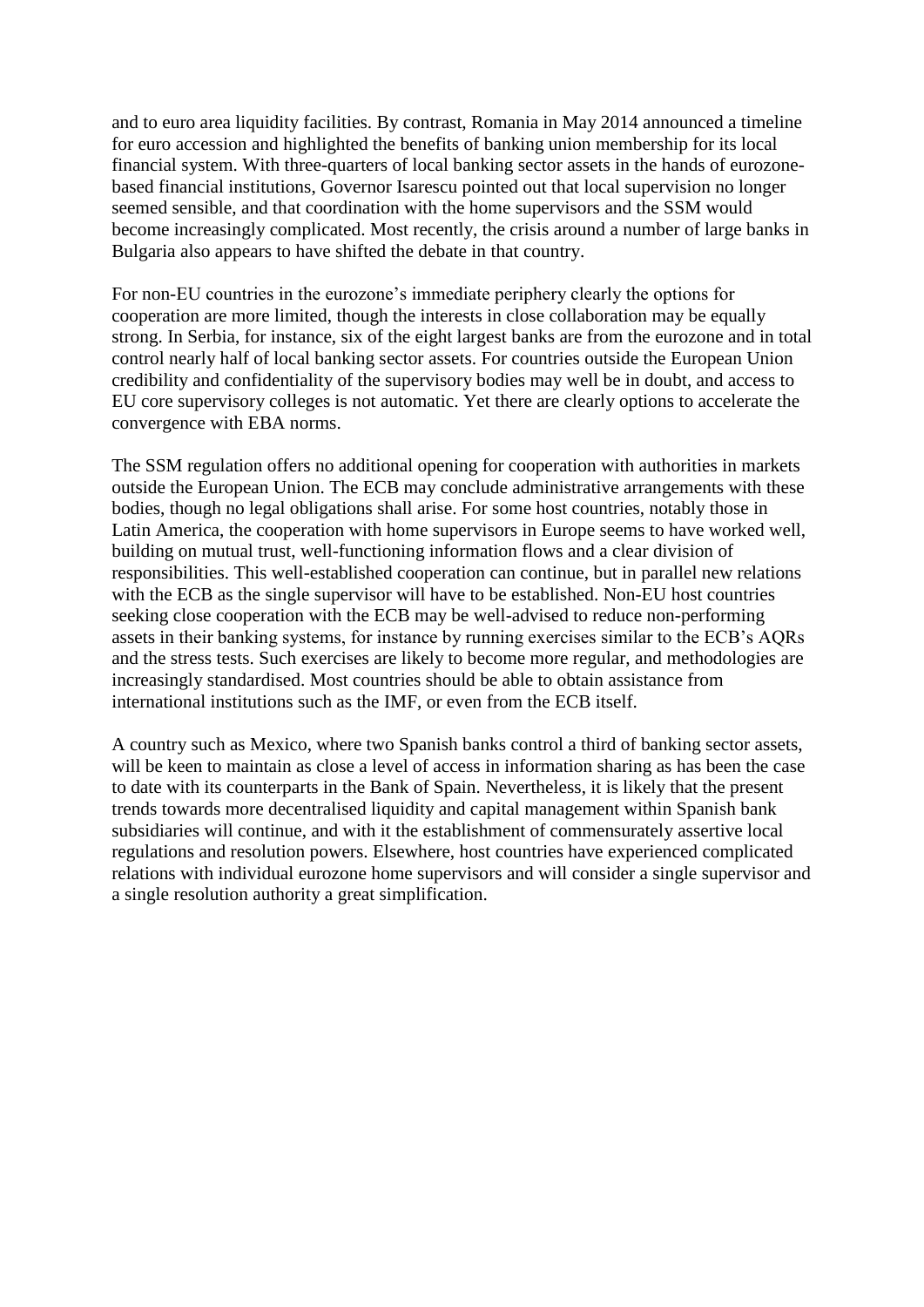and to euro area liquidity facilities. By contrast, Romania in May 2014 announced a timeline for euro accession and highlighted the benefits of banking union membership for its local financial system. With three-quarters of local banking sector assets in the hands of eurozone-based financial institutions, Governor Isarescu pointed out that local supervision no longer seemed sensible, and that coordination with the home supervisors and the SSM would become increasingly complicated. Most recently, the crisis around a number of large banks in Bulgaria also appears to have shifted the debate in that country.

For non-EU countries in the eurozone's immediate periphery clearly the options for cooperation are more limited, though the interests in close collaboration may be equally strong. In Serbia, for instance, six of the eight largest banks are from the eurozone and in total control nearly half of local banking sector assets. For countries outside the European Union credibility and confidentiality of the supervisory bodies may well be in doubt, and access to EU core supervisory colleges is not automatic. Yet there are clearly options to accelerate the convergence with EBA norms.

The SSM regulation offers no additional opening for cooperation with authorities in markets outside the European Union. The ECB may conclude administrative arrangements with these bodies, though no legal obligations shall arise. For some host countries, notably those in Latin America, the cooperation with home supervisors in Europe seems to have worked well, building on mutual trust, well-functioning information flows and a clear division of responsibilities. This well-established cooperation can continue, but in parallel new relations with the ECB as the single supervisor will have to be established. Non-EU host countries seeking close cooperation with the ECB may be well-advised to reduce non-performing assets in their banking systems, for instance by running exercises similar to the ECB's AQRs and the stress tests. Such exercises are likely to become more regular, and methodologies are increasingly standardised. Most countries should be able to obtain assistance from international institutions such as the IMF, or even from the ECB itself.

A country such as Mexico, where two Spanish banks control a third of banking sector assets, will be keen to maintain as close a level of access in information sharing as has been the case to date with its counterparts in the Bank of Spain. Nevertheless, it is likely that the present trends towards more decentralised liquidity and capital management within Spanish bank subsidiaries will continue, and with it the establishment of commensurately assertive local regulations and resolution powers. Elsewhere, host countries have experienced complicated relations with individual eurozone home supervisors and will consider a single supervisor and a single resolution authority a great simplification.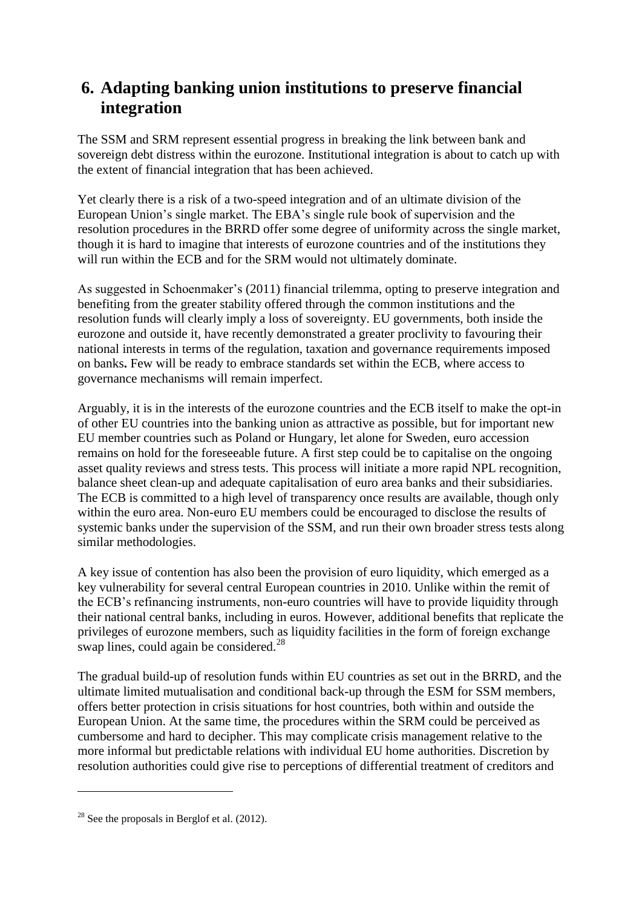# 6. Adapting banking union institutions to preserve financial integration

The SSM and SRM represent essential progress in breaking the link between bank and sovereign debt distress within the eurozone. Institutional integration is about to catch up with the extent of financial integration that has been achieved.

Yet clearly there is a risk of a two-speed integration and of an ultimate division of the European Union's single market. The EBA's single rule book of supervision and the resolution procedures in the BRRD offer some degree of uniformity across the single market, though it is hard to imagine that interests of eurozone countries and of the institutions they will run within the ECB and for the SRM would not ultimately dominate.

As suggested in Schoenmaker's (2011) financial trilemma, opting to preserve integration and benefiting from the greater stability offered through the common institutions and the resolution funds will clearly imply a loss of sovereignty. EU governments, both inside the eurozone and outside it, have recently demonstrated a greater proclivity to favouring their national interests in terms of the regulation, taxation and governance requirements imposed on banks**.** Few will be ready to embrace standards set within the ECB, where access to governance mechanisms will remain imperfect.

Arguably, it is in the interests of the eurozone countries and the ECB itself to make the opt-in of other EU countries into the banking union as attractive as possible, but for important new EU member countries such as Poland or Hungary, let alone for Sweden, euro accession remains on hold for the foreseeable future. A first step could be to capitalise on the ongoing asset quality reviews and stress tests. This process will initiate a more rapid NPL recognition, balance sheet clean-up and adequate capitalisation of euro area banks and their subsidiaries. The ECB is committed to a high level of transparency once results are available, though only within the euro area. Non-euro EU members could be encouraged to disclose the results of systemic banks under the supervision of the SSM, and run their own broader stress tests along similar methodologies.

A key issue of contention has also been the provision of euro liquidity, which emerged as a key vulnerability for several central European countries in 2010. Unlike within the remit of the ECB's refinancing instruments, non-euro countries will have to provide liquidity through their national central banks, including in euros. However, additional benefits that replicate the privileges of eurozone members, such as liquidity facilities in the form of foreign exchange swap lines, could again be considered.[28]

The gradual build-up of resolution funds within EU countries as set out in the BRRD, and the ultimate limited mutualisation and conditional back-up through the ESM for SSM members, offers better protection in crisis situations for host countries, both within and outside the European Union. At the same time, the procedures within the SRM could be perceived as cumbersome and hard to decipher. This may complicate crisis management relative to the more informal but predictable relations with individual EU home authorities. Discretion by resolution authorities could give rise to perceptions of differential treatment of creditors and

[28] See the proposals in Berglof et al. (2012).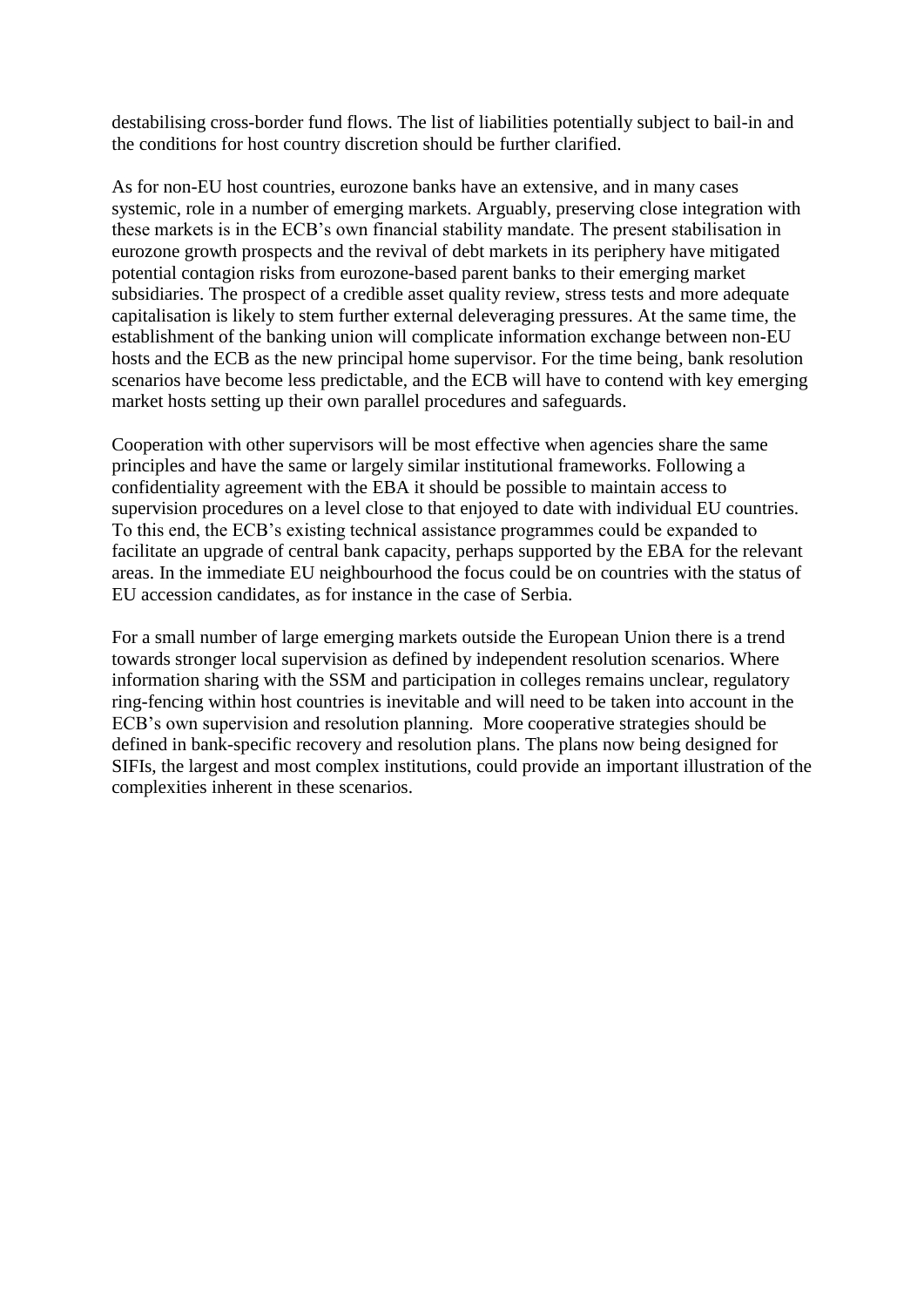destabilising cross-border fund flows. The list of liabilities potentially subject to bail-in and the conditions for host country discretion should be further clarified.

As for non-EU host countries, eurozone banks have an extensive, and in many cases systemic, role in a number of emerging markets. Arguably, preserving close integration with these markets is in the ECB's own financial stability mandate. The present stabilisation in eurozone growth prospects and the revival of debt markets in its periphery have mitigated potential contagion risks from eurozone-based parent banks to their emerging market subsidiaries. The prospect of a credible asset quality review, stress tests and more adequate capitalisation is likely to stem further external deleveraging pressures. At the same time, the establishment of the banking union will complicate information exchange between non-EU hosts and the ECB as the new principal home supervisor. For the time being, bank resolution scenarios have become less predictable, and the ECB will have to contend with key emerging market hosts setting up their own parallel procedures and safeguards.

Cooperation with other supervisors will be most effective when agencies share the same principles and have the same or largely similar institutional frameworks. Following a confidentiality agreement with the EBA it should be possible to maintain access to supervision procedures on a level close to that enjoyed to date with individual EU countries. To this end, the ECB's existing technical assistance programmes could be expanded to facilitate an upgrade of central bank capacity, perhaps supported by the EBA for the relevant areas. In the immediate EU neighbourhood the focus could be on countries with the status of EU accession candidates, as for instance in the case of Serbia.

For a small number of large emerging markets outside the European Union there is a trend towards stronger local supervision as defined by independent resolution scenarios. Where information sharing with the SSM and participation in colleges remains unclear, regulatory ring-fencing within host countries is inevitable and will need to be taken into account in the ECB's own supervision and resolution planning. More cooperative strategies should be defined in bank-specific recovery and resolution plans. The plans now being designed for SIFIs, the largest and most complex institutions, could provide an important illustration of the complexities inherent in these scenarios.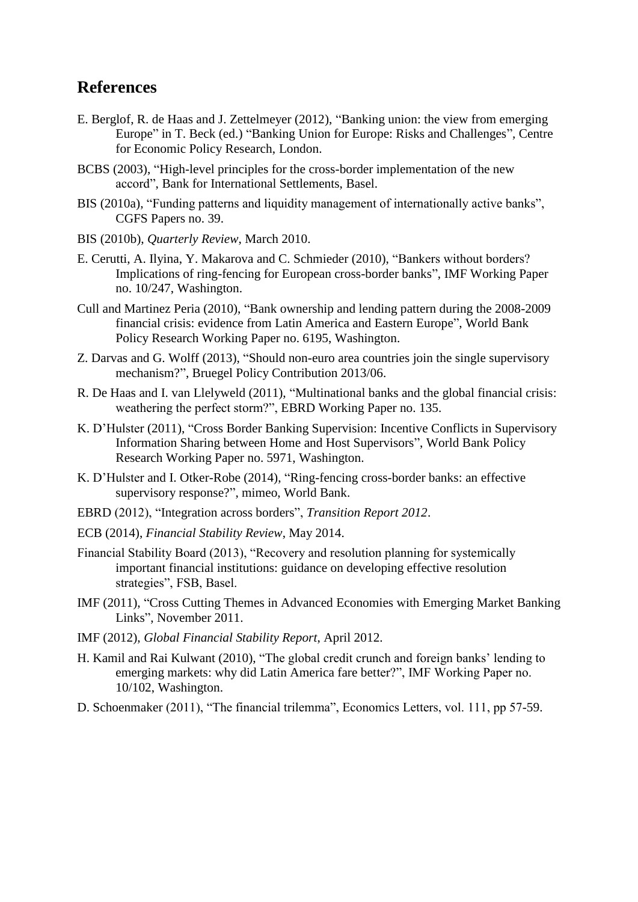## References

E. Berglof, R. de Haas and J. Zettelmeyer (2012), "Banking union: the view from emerging Europe" in T. Beck (ed.) "Banking Union for Europe: Risks and Challenges", Centre for Economic Policy Research, London.

BCBS (2003), "High-level principles for the cross-border implementation of the new accord", Bank for International Settlements, Basel.

BIS (2010a), "Funding patterns and liquidity management of internationally active banks", CGFS Papers no. 39.

BIS (2010b), *Quarterly Review*, March 2010.

E. Cerutti, A. Ilyina, Y. Makarova and C. Schmieder (2010), "Bankers without borders? Implications of ring-fencing for European cross-border banks", IMF Working Paper no. 10/247, Washington.

Cull and Martinez Peria (2010), "Bank ownership and lending pattern during the 2008-2009 financial crisis: evidence from Latin America and Eastern Europe", World Bank Policy Research Working Paper no. 6195, Washington.

Z. Darvas and G. Wolff (2013), "Should non-euro area countries join the single supervisory mechanism?", Bruegel Policy Contribution 2013/06.

R. De Haas and I. van Llelyweld (2011), "Multinational banks and the global financial crisis: weathering the perfect storm?", EBRD Working Paper no. 135.

K. D'Hulster (2011), "Cross Border Banking Supervision: Incentive Conflicts in Supervisory Information Sharing between Home and Host Supervisors", World Bank Policy Research Working Paper no. 5971, Washington.

K. D'Hulster and I. Otker-Robe (2014), "Ring-fencing cross-border banks: an effective supervisory response?", mimeo, World Bank.

EBRD (2012), "Integration across borders", *Transition Report 2012*.

ECB (2014), *Financial Stability Review*, May 2014.

Financial Stability Board (2013), "Recovery and resolution planning for systemically important financial institutions: guidance on developing effective resolution strategies", FSB, Basel.

IMF (2011), "Cross Cutting Themes in Advanced Economies with Emerging Market Banking Links", November 2011.

IMF (2012), *Global Financial Stability Report*, April 2012.

H. Kamil and Rai Kulwant (2010), "The global credit crunch and foreign banks' lending to emerging markets: why did Latin America fare better?", IMF Working Paper no. 10/102, Washington.

D. Schoenmaker (2011), "The financial trilemma", Economics Letters, vol. 111, pp 57-59.